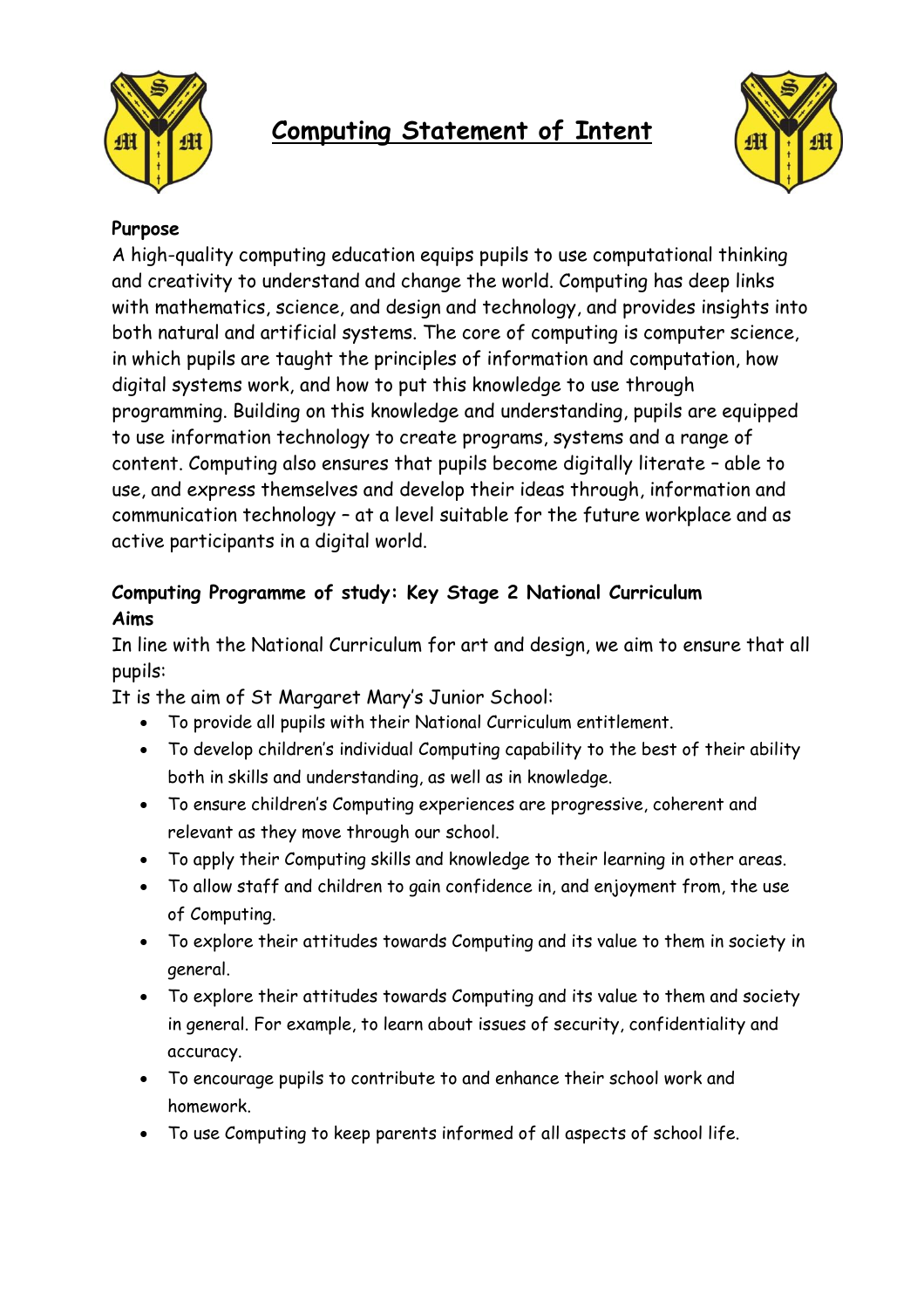# Computing Statement of Intent

**Purpose**

A high-quality computing education equips pupils to use computational thinking and creativity to understand and change the world. Computing has deep links with mathematics, science, and design and technology, and provides insights into both natural and artificial systems. The core of computing is computer science, in which pupils are taught the principles of information and computation, how digital systems work, and how to put this knowledge to use through programming. Building on this knowledge and understanding, pupils are equipped to use information technology to create programs, systems and a range of content. Computing also ensures that pupils become digitally literate – able to use, and express themselves and develop their ideas through, information and communication technology – at a level suitable for the future workplace and as active participants in a digital world.

**Computing Programme of study: Key Stage 2 National Curriculum Aims**

In line with the National Curriculum for art and design, we aim to ensure that all pupils:

It is the aim of St Margaret Mary's Junior School:

- To provide all pupils with their National Curriculum entitlement.
- To develop children's individual Computing capability to the best of their ability both in skills and understanding, as well as in knowledge.
- To ensure children's Computing experiences are progressive, coherent and relevant as they move through our school.
- To apply their Computing skills and knowledge to their learning in other areas.
- To allow staff and children to gain confidence in, and enjoyment from, the use of Computing.
- To explore their attitudes towards Computing and its value to them in society in general.
- To explore their attitudes towards Computing and its value to them and society in general. For example, to learn about issues of security, confidentiality and accuracy.
- To encourage pupils to contribute to and enhance their school work and homework.
- To use Computing to keep parents informed of all aspects of school life.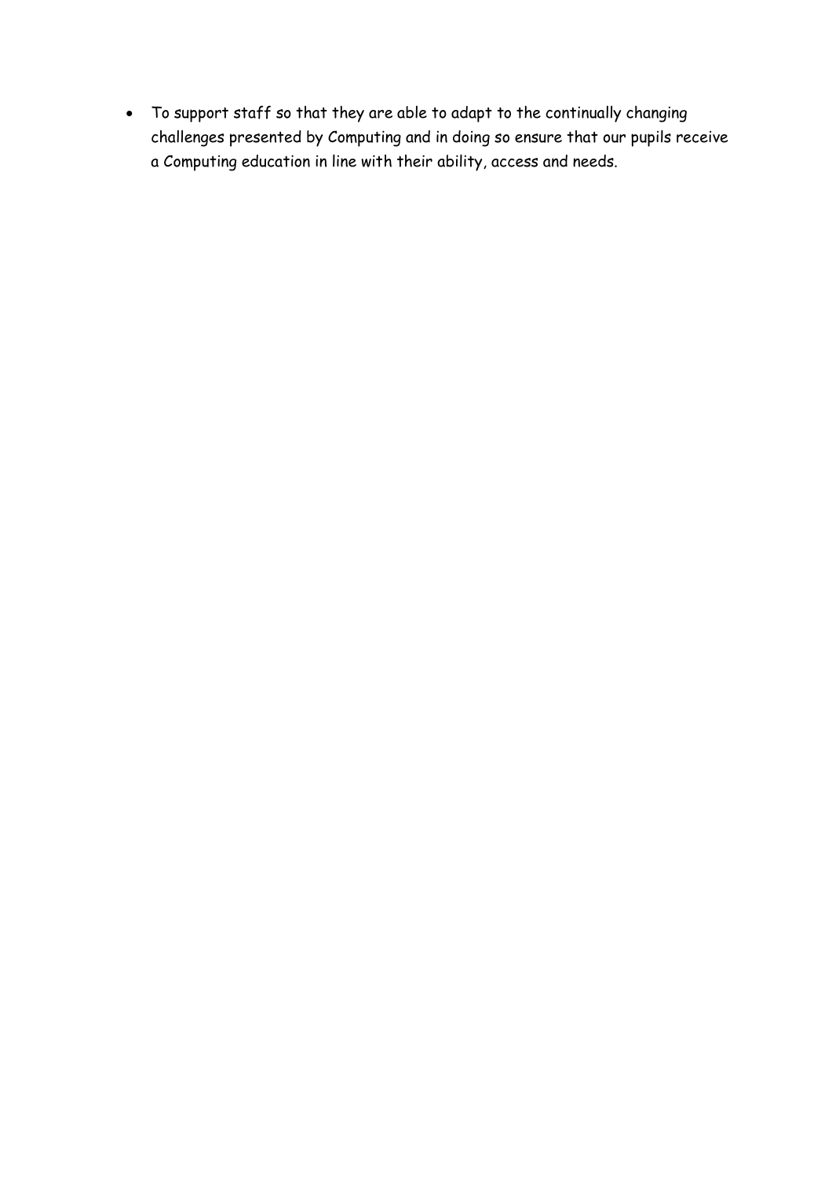- To support staff so that they are able to adapt to the continually changing challenges presented by Computing and in doing so ensure that our pupils receive a Computing education in line with their ability, access and needs.